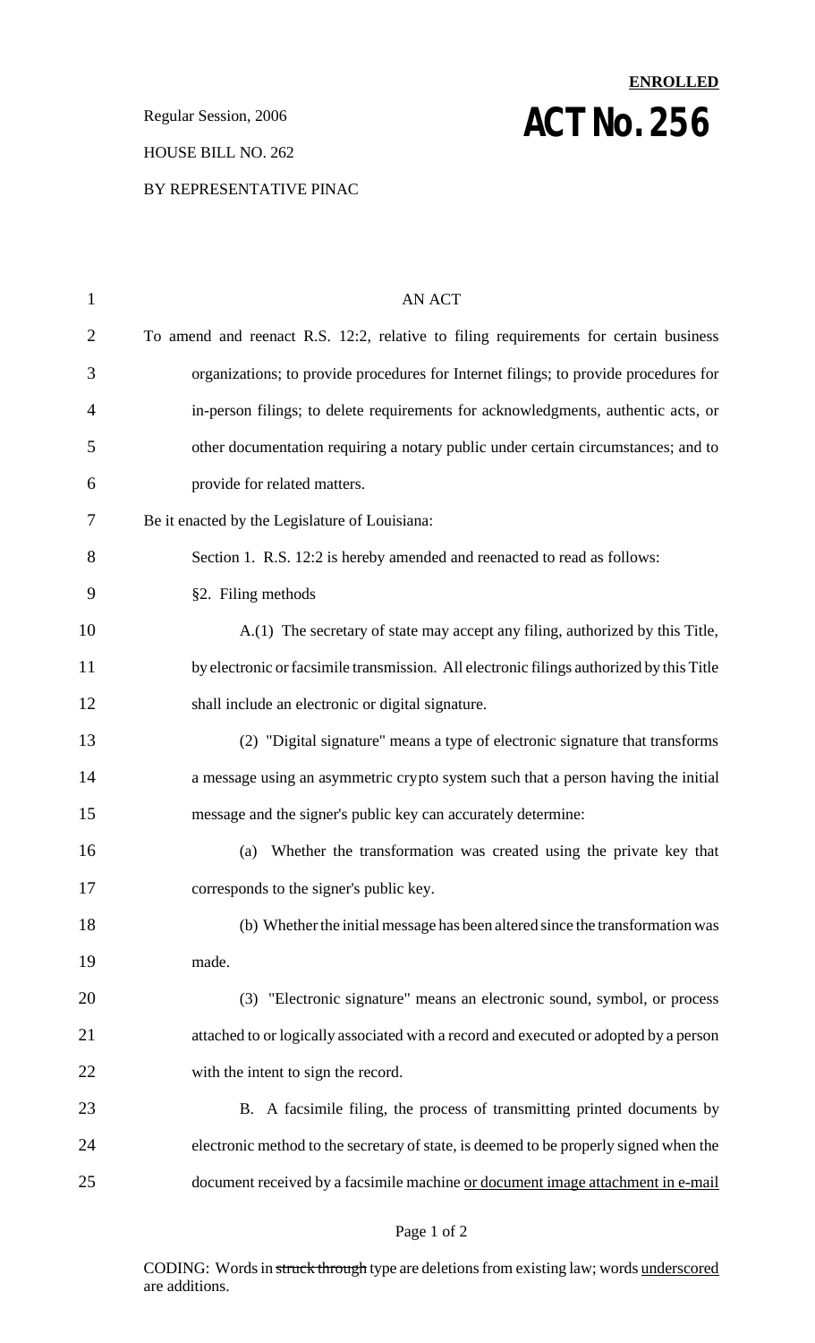**ENROLLED**

Regular Session, 2006

# ACT No. 256

HOUSE BILL NO. 262

BY REPRESENTATIVE PINAC

AN ACT

To amend and reenact R.S. 12:2, relative to filing requirements for certain business organizations; to provide procedures for Internet filings; to provide procedures for in-person filings; to delete requirements for acknowledgments, authentic acts, or other documentation requiring a notary public under certain circumstances; and to provide for related matters.

Be it enacted by the Legislature of Louisiana:

Section 1. R.S. 12:2 is hereby amended and reenacted to read as follows:

§2. Filing methods

A.(1) The secretary of state may accept any filing, authorized by this Title, by electronic or facsimile transmission. All electronic filings authorized by this Title shall include an electronic or digital signature.

(2) "Digital signature" means a type of electronic signature that transforms a message using an asymmetric crypto system such that a person having the initial message and the signer's public key can accurately determine:

(a) Whether the transformation was created using the private key that corresponds to the signer's public key.

(b) Whether the initial message has been altered since the transformation was made.

(3) "Electronic signature" means an electronic sound, symbol, or process attached to or logically associated with a record and executed or adopted by a person with the intent to sign the record.

B. A facsimile filing, the process of transmitting printed documents by electronic method to the secretary of state, is deemed to be properly signed when the document received by a facsimile machine <u>or document image attachment in e-mail</u>

CODING: Words in ~~struck through~~ type are deletions from existing law; words <u>underscored</u> are additions.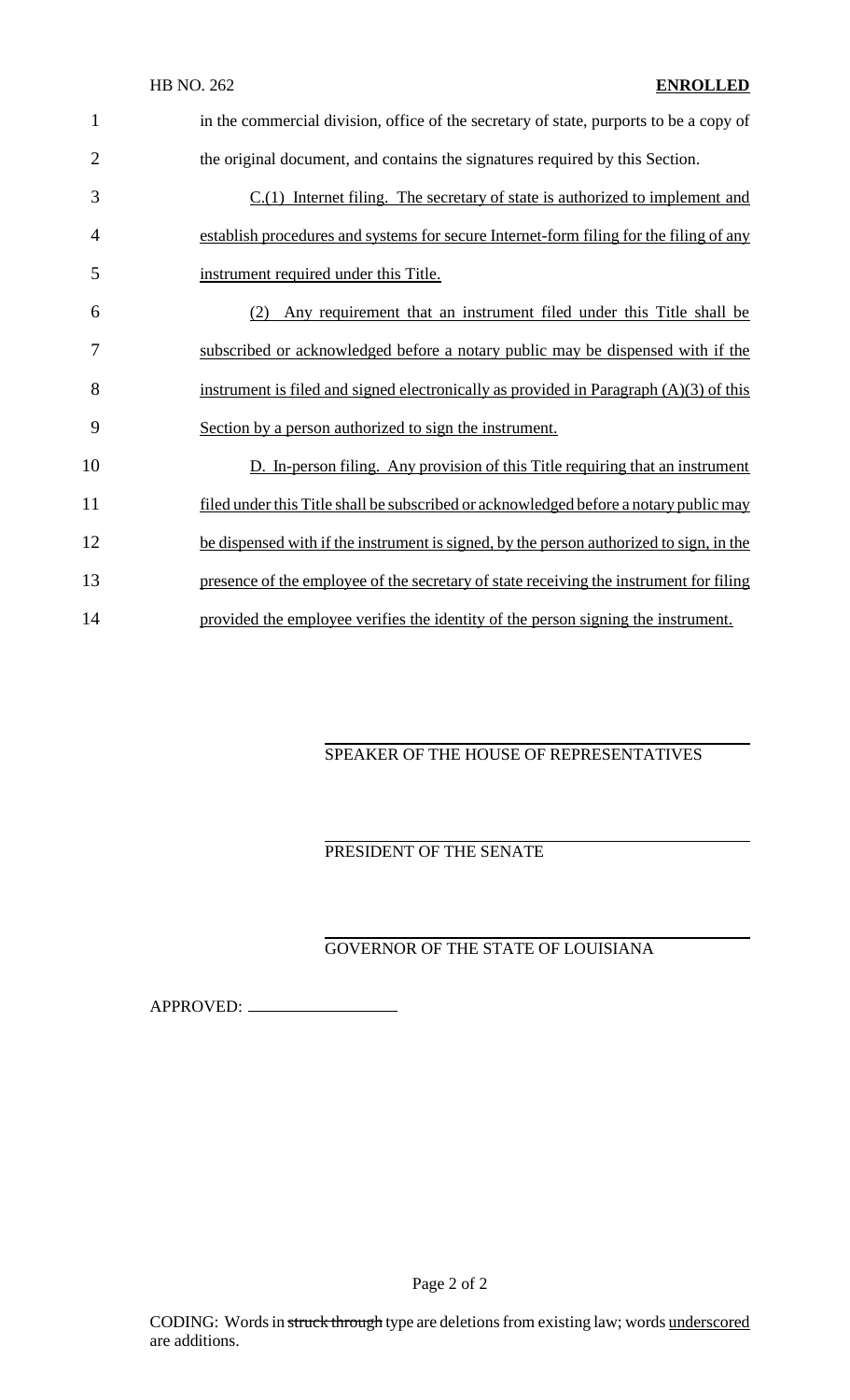in the commercial division, office of the secretary of state, purports to be a copy of the original document, and contains the signatures required by this Section.

C.(1) Internet filing. The secretary of state is authorized to implement and establish procedures and systems for secure Internet-form filing for the filing of any instrument required under this Title.

(2) Any requirement that an instrument filed under this Title shall be subscribed or acknowledged before a notary public may be dispensed with if the instrument is filed and signed electronically as provided in Paragraph (A)(3) of this Section by a person authorized to sign the instrument.

D. In-person filing. Any provision of this Title requiring that an instrument filed under this Title shall be subscribed or acknowledged before a notary public may be dispensed with if the instrument is signed, by the person authorized to sign, in the presence of the employee of the secretary of state receiving the instrument for filing provided the employee verifies the identity of the person signing the instrument.

SPEAKER OF THE HOUSE OF REPRESENTATIVES

PRESIDENT OF THE SENATE

GOVERNOR OF THE STATE OF LOUISIANA

APPROVED: \_\_\_\_\_\_\_\_\_\_\_\_\_\_\_\_\_\_

CODING: Words in ~~struck through~~ type are deletions from existing law; words underscored are additions.